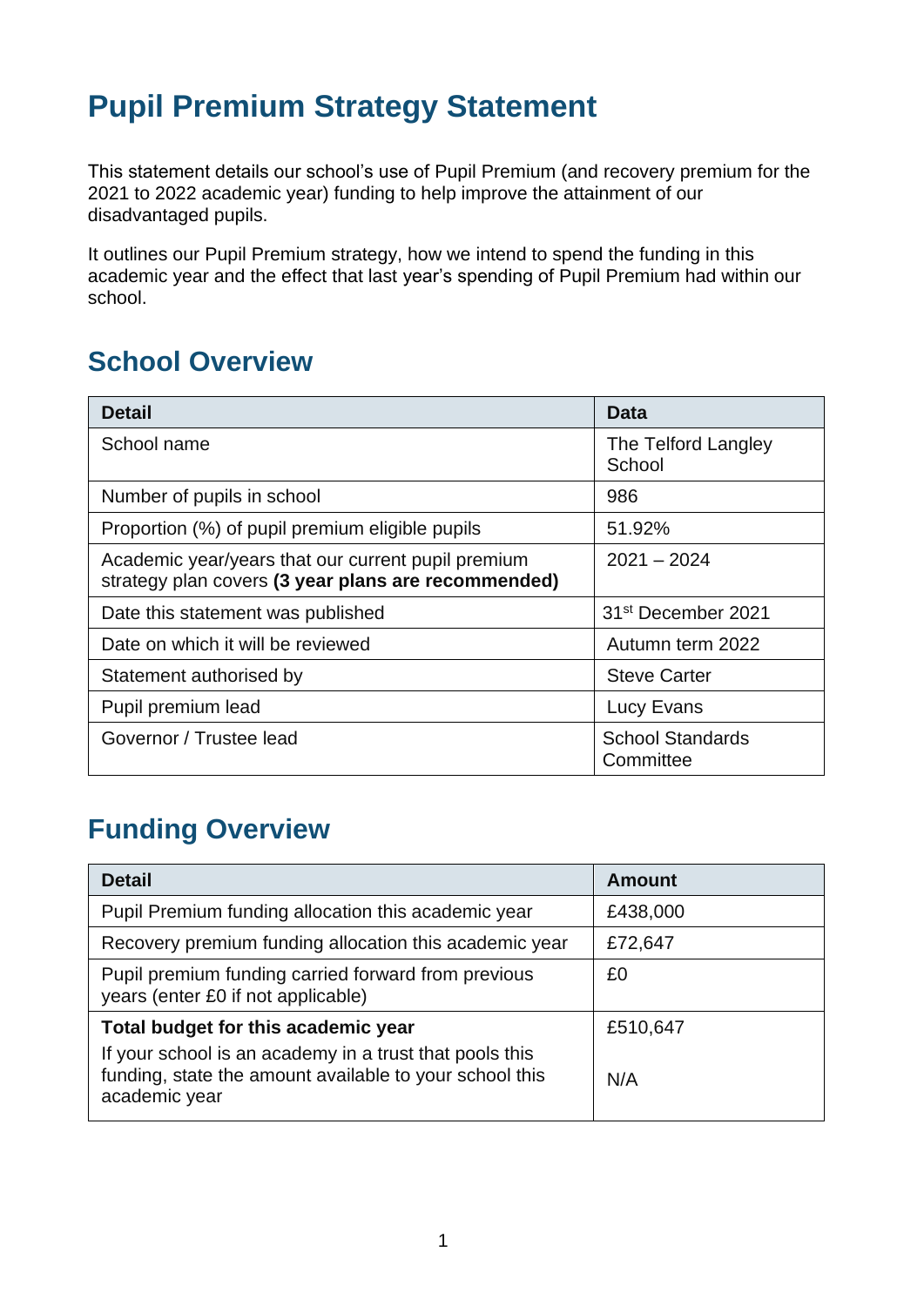# Pupil Premium Strategy Statement

This statement details our school's use of Pupil Premium (and recovery premium for the 2021 to 2022 academic year) funding to help improve the attainment of our disadvantaged pupils.

It outlines our Pupil Premium strategy, how we intend to spend the funding in this academic year and the effect that last year's spending of Pupil Premium had within our school.

## School Overview

| Detail | Data |
| --- | --- |
| School name | The Telford Langley School |
| Number of pupils in school | 986 |
| Proportion (%) of pupil premium eligible pupils | 51.92% |
| Academic year/years that our current pupil premium strategy plan covers **(3 year plans are recommended)** | 2021 – 2024 |
| Date this statement was published | 31st December 2021 |
| Date on which it will be reviewed | Autumn term 2022 |
| Statement authorised by | Steve Carter |
| Pupil premium lead | Lucy Evans |
| Governor / Trustee lead | School Standards Committee |

## Funding Overview

| Detail | Amount |
| --- | --- |
| Pupil Premium funding allocation this academic year | £438,000 |
| Recovery premium funding allocation this academic year | £72,647 |
| Pupil premium funding carried forward from previous years (enter £0 if not applicable) | £0 |
| **Total budget for this academic year** | £510,647 |
| If your school is an academy in a trust that pools this funding, state the amount available to your school this academic year | N/A |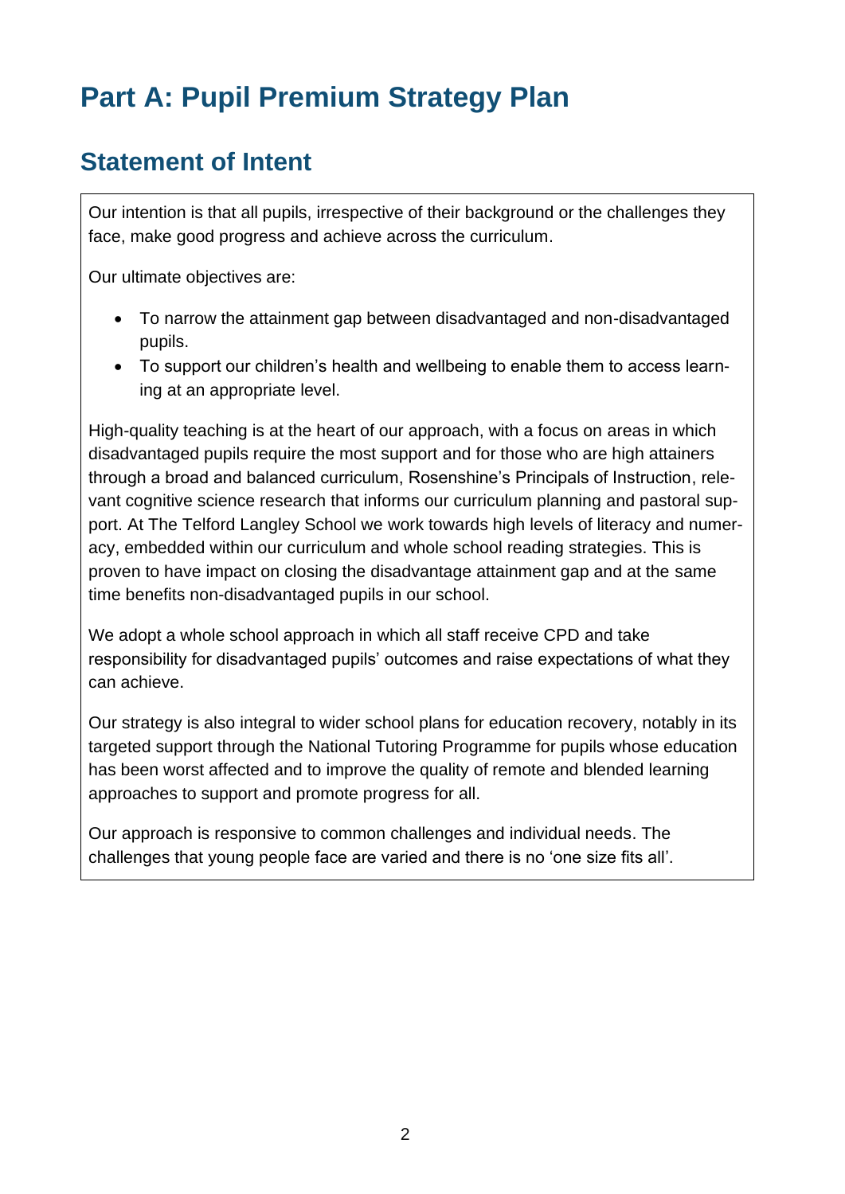# Part A: Pupil Premium Strategy Plan

## Statement of Intent

Our intention is that all pupils, irrespective of their background or the challenges they face, make good progress and achieve across the curriculum.

Our ultimate objectives are:

- To narrow the attainment gap between disadvantaged and non-disadvantaged pupils.
- To support our children's health and wellbeing to enable them to access learning at an appropriate level.

High-quality teaching is at the heart of our approach, with a focus on areas in which disadvantaged pupils require the most support and for those who are high attainers through a broad and balanced curriculum, Rosenshine's Principals of Instruction, relevant cognitive science research that informs our curriculum planning and pastoral support. At The Telford Langley School we work towards high levels of literacy and numeracy, embedded within our curriculum and whole school reading strategies. This is proven to have impact on closing the disadvantage attainment gap and at the same time benefits non-disadvantaged pupils in our school.

We adopt a whole school approach in which all staff receive CPD and take responsibility for disadvantaged pupils' outcomes and raise expectations of what they can achieve.

Our strategy is also integral to wider school plans for education recovery, notably in its targeted support through the National Tutoring Programme for pupils whose education has been worst affected and to improve the quality of remote and blended learning approaches to support and promote progress for all.

Our approach is responsive to common challenges and individual needs. The challenges that young people face are varied and there is no 'one size fits all'.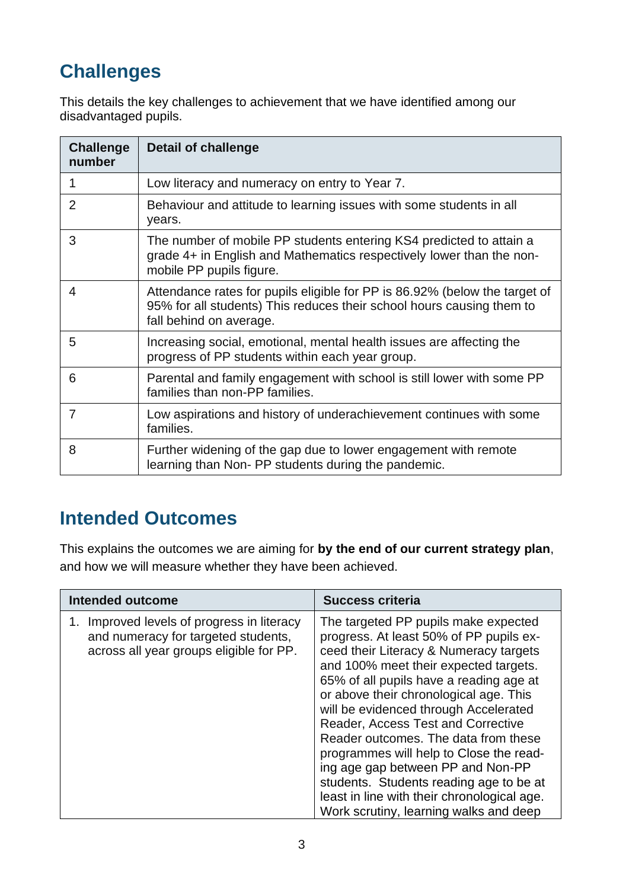## Challenges

This details the key challenges to achievement that we have identified among our disadvantaged pupils.

| Challenge number | Detail of challenge |
|---|---|
| 1 | Low literacy and numeracy on entry to Year 7. |
| 2 | Behaviour and attitude to learning issues with some students in all years. |
| 3 | The number of mobile PP students entering KS4 predicted to attain a grade 4+ in English and Mathematics respectively lower than the non-mobile PP pupils figure. |
| 4 | Attendance rates for pupils eligible for PP is 86.92% (below the target of 95% for all students) This reduces their school hours causing them to fall behind on average. |
| 5 | Increasing social, emotional, mental health issues are affecting the progress of PP students within each year group. |
| 6 | Parental and family engagement with school is still lower with some PP families than non-PP families. |
| 7 | Low aspirations and history of underachievement continues with some families. |
| 8 | Further widening of the gap due to lower engagement with remote learning than Non- PP students during the pandemic. |

## Intended Outcomes

This explains the outcomes we are aiming for **by the end of our current strategy plan**, and how we will measure whether they have been achieved.

| Intended outcome | Success criteria |
|---|---|
| 1. Improved levels of progress in literacy and numeracy for targeted students, across all year groups eligible for PP. | The targeted PP pupils make expected progress. At least 50% of PP pupils exceed their Literacy & Numeracy targets and 100% meet their expected targets. 65% of all pupils have a reading age at or above their chronological age. This will be evidenced through Accelerated Reader, Access Test and Corrective Reader outcomes. The data from these programmes will help to Close the reading age gap between PP and Non-PP students. Students reading age to be at least in line with their chronological age. Work scrutiny, learning walks and deep |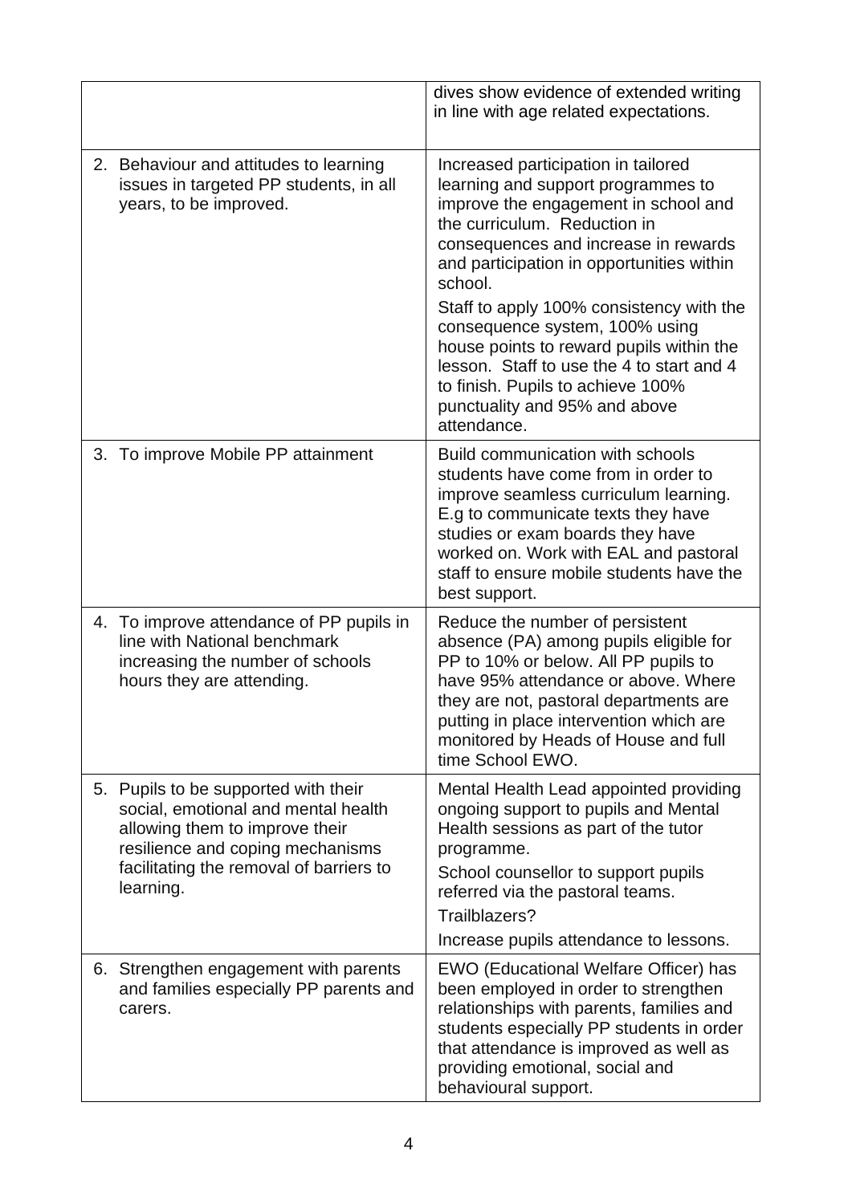| | |
|---|---|
| | dives show evidence of extended writing in line with age related expectations. |
| 2. Behaviour and attitudes to learning issues in targeted PP students, in all years, to be improved. | Increased participation in tailored learning and support programmes to improve the engagement in school and the curriculum. Reduction in consequences and increase in rewards and participation in opportunities within school.<br><br>Staff to apply 100% consistency with the consequence system, 100% using house points to reward pupils within the lesson. Staff to use the 4 to start and 4 to finish. Pupils to achieve 100% punctuality and 95% and above attendance. |
| 3. To improve Mobile PP attainment | Build communication with schools students have come from in order to improve seamless curriculum learning. E.g to communicate texts they have studies or exam boards they have worked on. Work with EAL and pastoral staff to ensure mobile students have the best support. |
| 4. To improve attendance of PP pupils in line with National benchmark increasing the number of schools hours they are attending. | Reduce the number of persistent absence (PA) among pupils eligible for PP to 10% or below. All PP pupils to have 95% attendance or above. Where they are not, pastoral departments are putting in place intervention which are monitored by Heads of House and full time School EWO. |
| 5. Pupils to be supported with their social, emotional and mental health allowing them to improve their resilience and coping mechanisms facilitating the removal of barriers to learning. | Mental Health Lead appointed providing ongoing support to pupils and Mental Health sessions as part of the tutor programme.<br><br>School counsellor to support pupils referred via the pastoral teams.<br><br>Trailblazers?<br><br>Increase pupils attendance to lessons. |
| 6. Strengthen engagement with parents and families especially PP parents and carers. | EWO (Educational Welfare Officer) has been employed in order to strengthen relationships with parents, families and students especially PP students in order that attendance is improved as well as providing emotional, social and behavioural support. |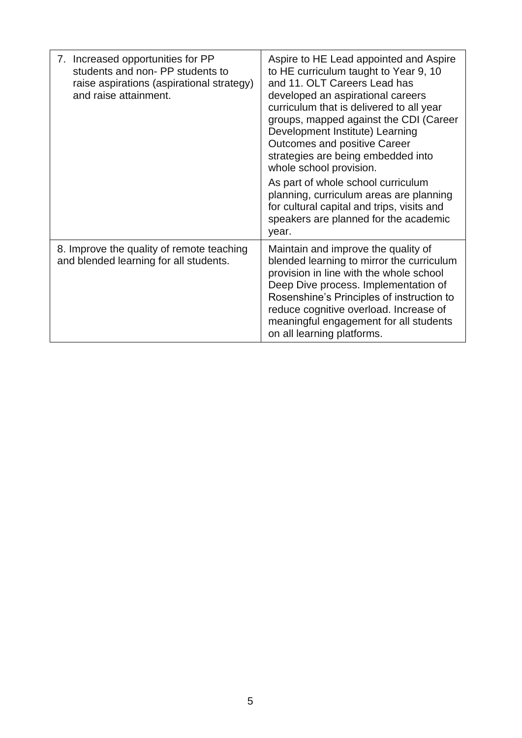| | |
|---|---|
| 7. Increased opportunities for PP students and non- PP students to raise aspirations (aspirational strategy) and raise attainment. | Aspire to HE Lead appointed and Aspire to HE curriculum taught to Year 9, 10 and 11. OLT Careers Lead has developed an aspirational careers curriculum that is delivered to all year groups, mapped against the CDI (Career Development Institute) Learning Outcomes and positive Career strategies are being embedded into whole school provision.<br><br>As part of whole school curriculum planning, curriculum areas are planning for cultural capital and trips, visits and speakers are planned for the academic year. |
| 8. Improve the quality of remote teaching and blended learning for all students. | Maintain and improve the quality of blended learning to mirror the curriculum provision in line with the whole school Deep Dive process. Implementation of Rosenshine's Principles of instruction to reduce cognitive overload. Increase of meaningful engagement for all students on all learning platforms. |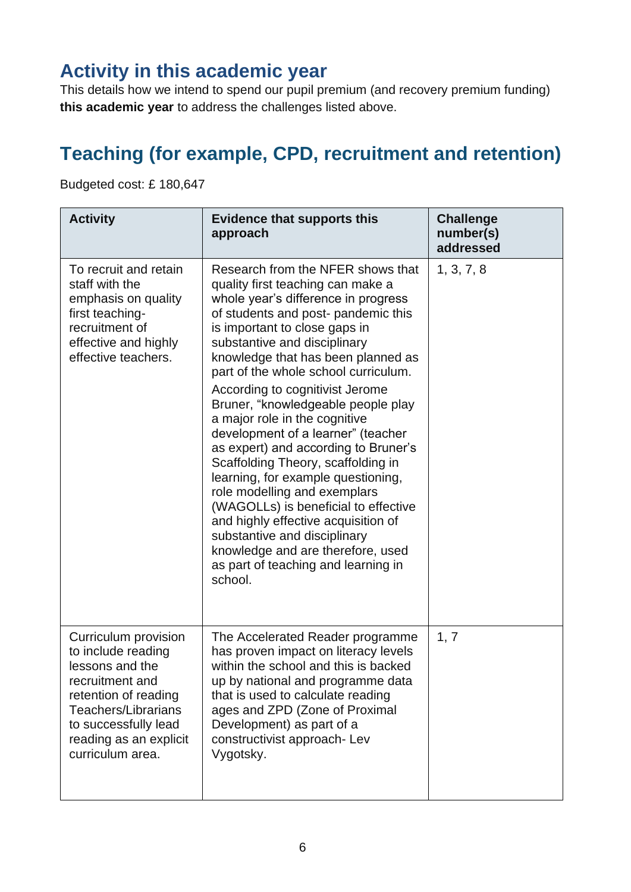## Activity in this academic year

This details how we intend to spend our pupil premium (and recovery premium funding) **this academic year** to address the challenges listed above.

## Teaching (for example, CPD, recruitment and retention)

Budgeted cost: £ 180,647

| Activity | Evidence that supports this approach | Challenge number(s) addressed |
|---|---|---|
| To recruit and retain staff with the emphasis on quality first teaching- recruitment of effective and highly effective teachers. | Research from the NFER shows that quality first teaching can make a whole year's difference in progress of students and post- pandemic this is important to close gaps in substantive and disciplinary knowledge that has been planned as part of the whole school curriculum.<br><br>According to cognitivist Jerome Bruner, "knowledgeable people play a major role in the cognitive development of a learner" (teacher as expert) and according to Bruner's Scaffolding Theory, scaffolding in learning, for example questioning, role modelling and exemplars (WAGOLLs) is beneficial to effective and highly effective acquisition of substantive and disciplinary knowledge and are therefore, used as part of teaching and learning in school. | 1, 3, 7, 8 |
| Curriculum provision to include reading lessons and the recruitment and retention of reading Teachers/Librarians to successfully lead reading as an explicit curriculum area. | The Accelerated Reader programme has proven impact on literacy levels within the school and this is backed up by national and programme data that is used to calculate reading ages and ZPD (Zone of Proximal Development) as part of a constructivist approach- Lev Vygotsky. | 1, 7 |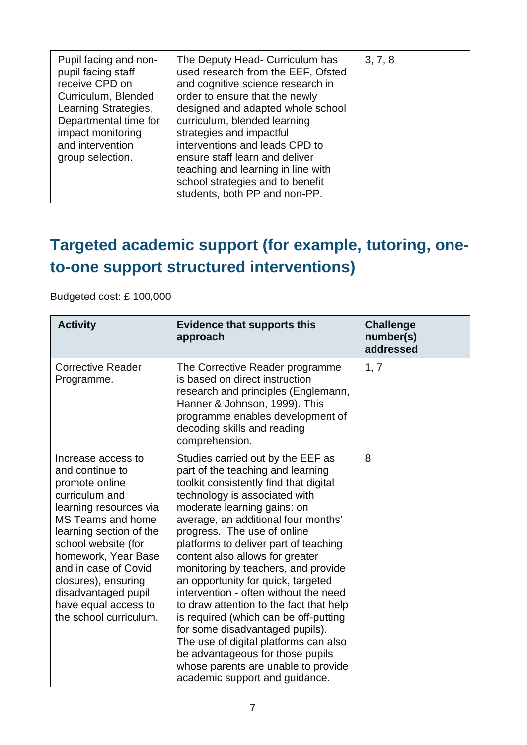| | | |
|---|---|---|
| Pupil facing and non-pupil facing staff receive CPD on Curriculum, Blended Learning Strategies, Departmental time for impact monitoring and intervention group selection. | The Deputy Head- Curriculum has used research from the EEF, Ofsted and cognitive science research in order to ensure that the newly designed and adapted whole school curriculum, blended learning strategies and impactful interventions and leads CPD to ensure staff learn and deliver teaching and learning in line with school strategies and to benefit students, both PP and non-PP. | 3, 7, 8 |

## Targeted academic support (for example, tutoring, one-to-one support structured interventions)

Budgeted cost: £ 100,000

| Activity | Evidence that supports this approach | Challenge number(s) addressed |
|---|---|---|
| Corrective Reader Programme. | The Corrective Reader programme is based on direct instruction research and principles (Englemann, Hanner & Johnson, 1999). This programme enables development of decoding skills and reading comprehension. | 1, 7 |
| Increase access to and continue to promote online curriculum and learning resources via MS Teams and home learning section of the school website (for homework, Year Base and in case of Covid closures), ensuring disadvantaged pupil have equal access to the school curriculum. | Studies carried out by the EEF as part of the teaching and learning toolkit consistently find that digital technology is associated with moderate learning gains: on average, an additional four months' progress. The use of online platforms to deliver part of teaching content also allows for greater monitoring by teachers, and provide an opportunity for quick, targeted intervention - often without the need to draw attention to the fact that help is required (which can be off-putting for some disadvantaged pupils). The use of digital platforms can also be advantageous for those pupils whose parents are unable to provide academic support and guidance. | 8 |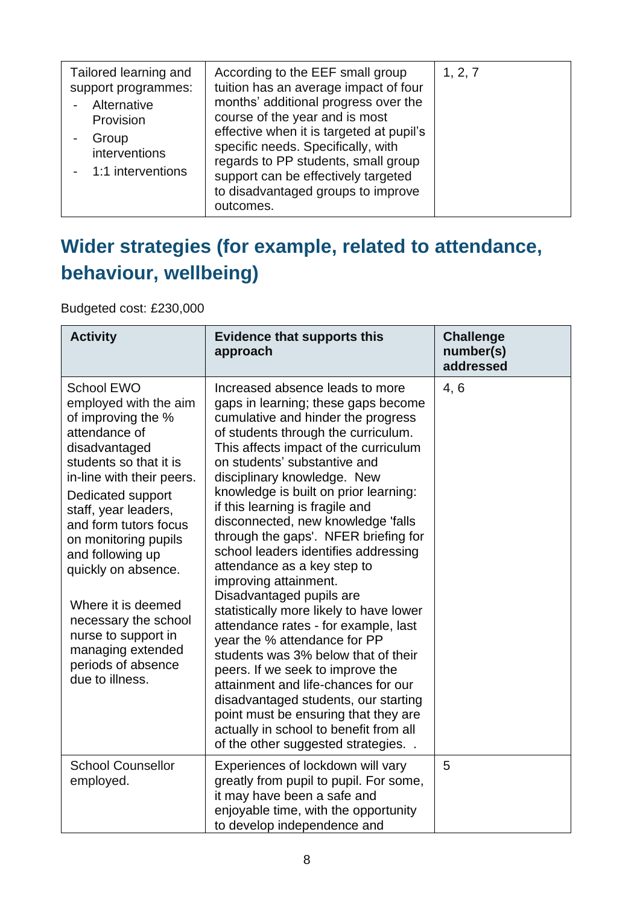| | | |
|---|---|---|
| Tailored learning and support programmes:<br>- Alternative Provision<br>- Group interventions<br>- 1:1 interventions | According to the EEF small group tuition has an average impact of four months' additional progress over the course of the year and is most effective when it is targeted at pupil's specific needs. Specifically, with regards to PP students, small group support can be effectively targeted to disadvantaged groups to improve outcomes. | 1, 2, 7 |

## Wider strategies (for example, related to attendance, behaviour, wellbeing)

Budgeted cost: £230,000

| Activity | Evidence that supports this approach | Challenge number(s) addressed |
|---|---|---|
| School EWO employed with the aim of improving the % attendance of disadvantaged students so that it is in-line with their peers.<br>Dedicated support staff, year leaders, and form tutors focus on monitoring pupils and following up quickly on absence.<br><br>Where it is deemed necessary the school nurse to support in managing extended periods of absence due to illness. | Increased absence leads to more gaps in learning; these gaps become cumulative and hinder the progress of students through the curriculum. This affects impact of the curriculum on students' substantive and disciplinary knowledge. New knowledge is built on prior learning: if this learning is fragile and disconnected, new knowledge 'falls through the gaps'. NFER briefing for school leaders identifies addressing attendance as a key step to improving attainment.<br>Disadvantaged pupils are statistically more likely to have lower attendance rates - for example, last year the % attendance for PP students was 3% below that of their peers. If we seek to improve the attainment and life-chances for our disadvantaged students, our starting point must be ensuring that they are actually in school to benefit from all of the other suggested strategies. . | 4, 6 |
| School Counsellor employed. | Experiences of lockdown will vary greatly from pupil to pupil. For some, it may have been a safe and enjoyable time, with the opportunity to develop independence and | 5 |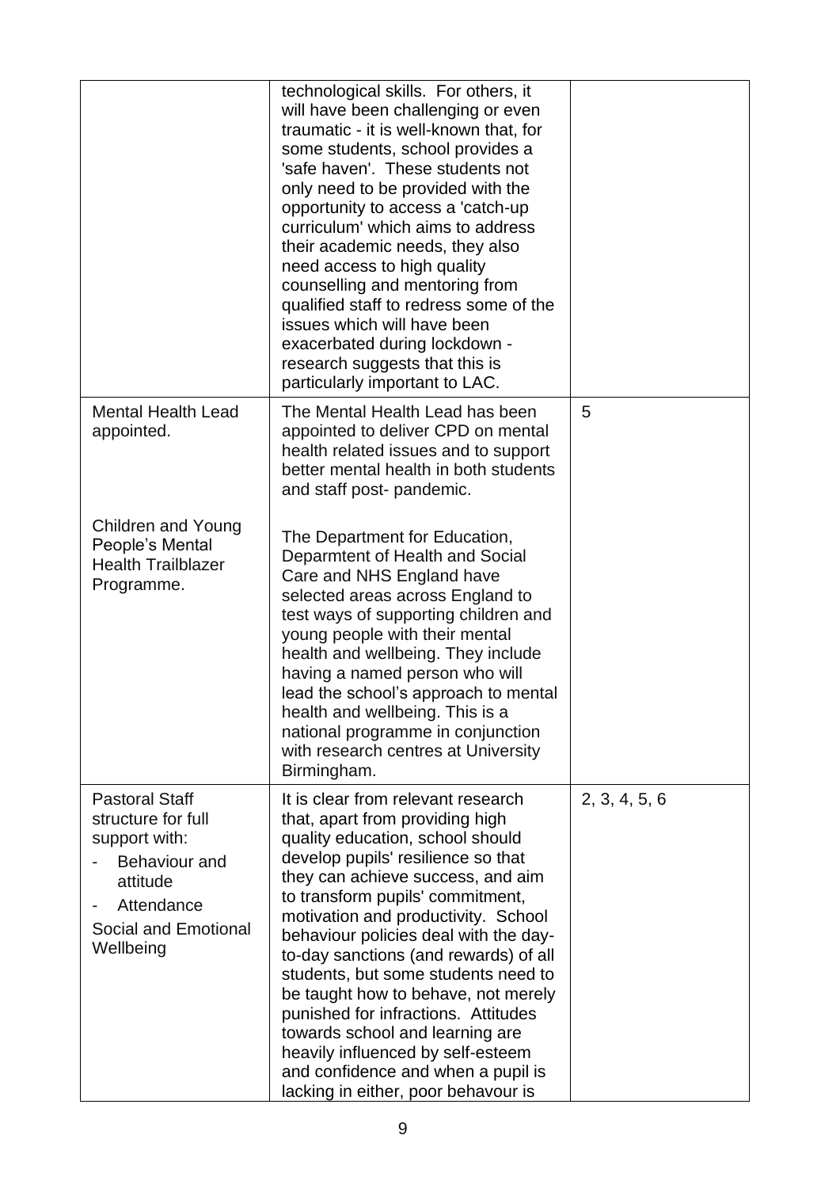| | | |
|---|---|---|
| | technological skills. For others, it will have been challenging or even traumatic - it is well-known that, for some students, school provides a 'safe haven'. These students not only need to be provided with the opportunity to access a 'catch-up curriculum' which aims to address their academic needs, they also need access to high quality counselling and mentoring from qualified staff to redress some of the issues which will have been exacerbated during lockdown - research suggests that this is particularly important to LAC. | |
| Mental Health Lead appointed.<br><br>Children and Young People's Mental Health Trailblazer Programme. | The Mental Health Lead has been appointed to deliver CPD on mental health related issues and to support better mental health in both students and staff post- pandemic.<br><br>The Department for Education, Deparmtent of Health and Social Care and NHS England have selected areas across England to test ways of supporting children and young people with their mental health and wellbeing. They include having a named person who will lead the school's approach to mental health and wellbeing. This is a national programme in conjunction with research centres at University Birmingham. | 5 |
| Pastoral Staff structure for full support with:<br>- Behaviour and attitude<br>- Attendance<br>Social and Emotional Wellbeing | It is clear from relevant research that, apart from providing high quality education, school should develop pupils' resilience so that they can achieve success, and aim to transform pupils' commitment, motivation and productivity. School behaviour policies deal with the day-to-day sanctions (and rewards) of all students, but some students need to be taught how to behave, not merely punished for infractions. Attitudes towards school and learning are heavily influenced by self-esteem and confidence and when a pupil is lacking in either, poor behavour is | 2, 3, 4, 5, 6 |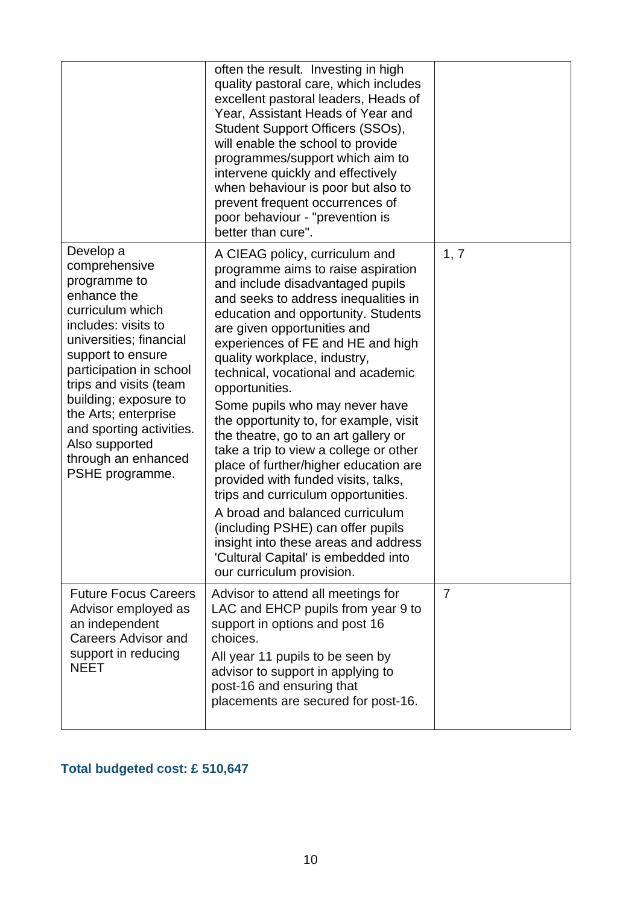| | | |
|---|---|---|
| | often the result. Investing in high quality pastoral care, which includes excellent pastoral leaders, Heads of Year, Assistant Heads of Year and Student Support Officers (SSOs), will enable the school to provide programmes/support which aim to intervene quickly and effectively when behaviour is poor but also to prevent frequent occurrences of poor behaviour - "prevention is better than cure". | |
| Develop a comprehensive programme to enhance the curriculum which includes: visits to universities; financial support to ensure participation in school trips and visits (team building; exposure to the Arts; enterprise and sporting activities. Also supported through an enhanced PSHE programme. | A CIEAG policy, curriculum and programme aims to raise aspiration and include disadvantaged pupils and seeks to address inequalities in education and opportunity. Students are given opportunities and experiences of FE and HE and high quality workplace, industry, technical, vocational and academic opportunities.<br>Some pupils who may never have the opportunity to, for example, visit the theatre, go to an art gallery or take a trip to view a college or other place of further/higher education are provided with funded visits, talks, trips and curriculum opportunities.<br>A broad and balanced curriculum (including PSHE) can offer pupils insight into these areas and address 'Cultural Capital' is embedded into our curriculum provision. | 1, 7 |
| Future Focus Careers Advisor employed as an independent Careers Advisor and support in reducing NEET | Advisor to attend all meetings for LAC and EHCP pupils from year 9 to support in options and post 16 choices.<br>All year 11 pupils to be seen by advisor to support in applying to post-16 and ensuring that placements are secured for post-16. | 7 |

**Total budgeted cost: £ 510,647**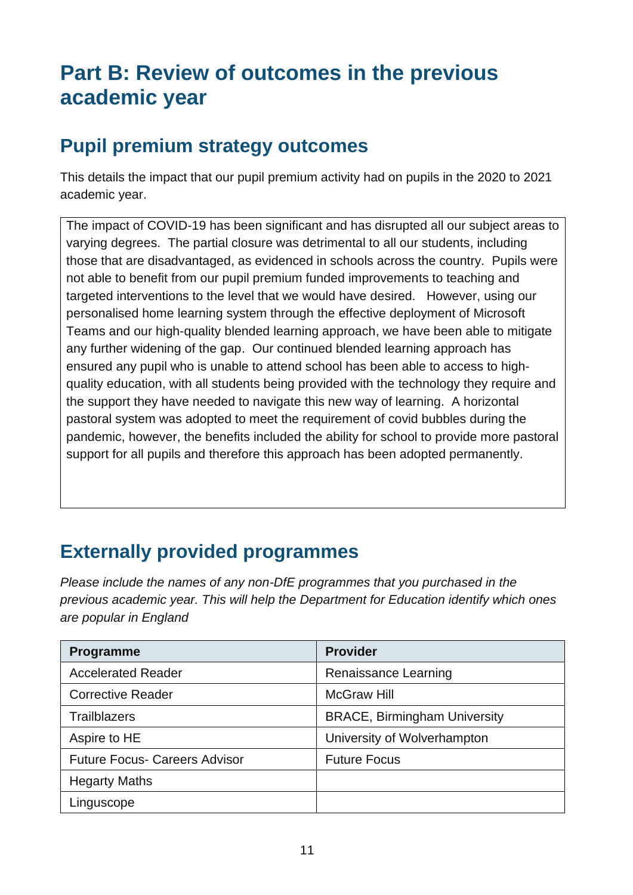# Part B: Review of outcomes in the previous academic year

## Pupil premium strategy outcomes

This details the impact that our pupil premium activity had on pupils in the 2020 to 2021 academic year.

The impact of COVID-19 has been significant and has disrupted all our subject areas to varying degrees. The partial closure was detrimental to all our students, including those that are disadvantaged, as evidenced in schools across the country. Pupils were not able to benefit from our pupil premium funded improvements to teaching and targeted interventions to the level that we would have desired. However, using our personalised home learning system through the effective deployment of Microsoft Teams and our high-quality blended learning approach, we have been able to mitigate any further widening of the gap. Our continued blended learning approach has ensured any pupil who is unable to attend school has been able to access to high-quality education, with all students being provided with the technology they require and the support they have needed to navigate this new way of learning. A horizontal pastoral system was adopted to meet the requirement of covid bubbles during the pandemic, however, the benefits included the ability for school to provide more pastoral support for all pupils and therefore this approach has been adopted permanently.

## Externally provided programmes

*Please include the names of any non-DfE programmes that you purchased in the previous academic year. This will help the Department for Education identify which ones are popular in England*

| Programme | Provider |
| --- | --- |
| Accelerated Reader | Renaissance Learning |
| Corrective Reader | McGraw Hill |
| Trailblazers | BRACE, Birmingham University |
| Aspire to HE | University of Wolverhampton |
| Future Focus- Careers Advisor | Future Focus |
| Hegarty Maths | |
| Linguscope | |